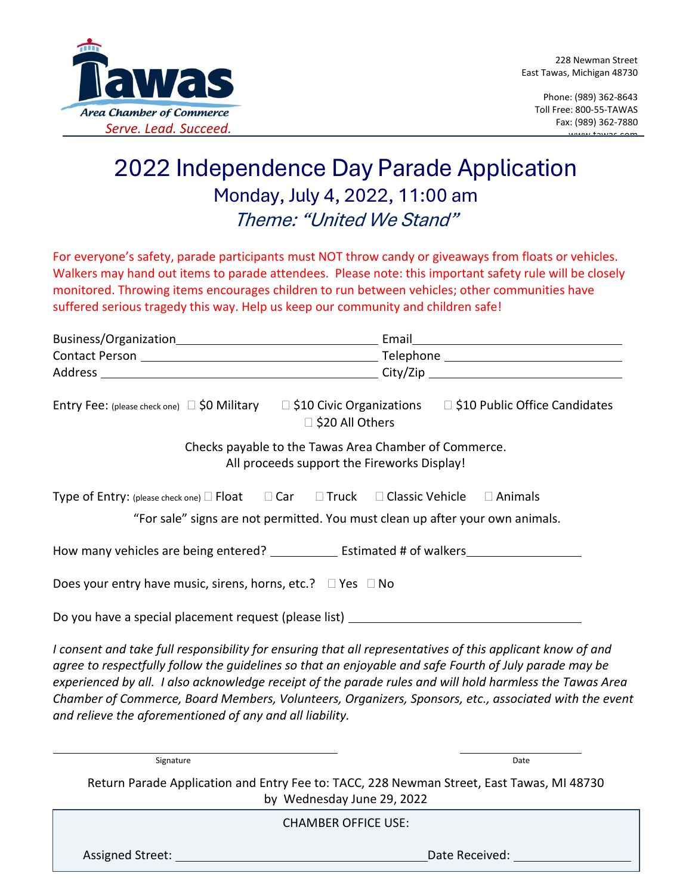Tawas Area Chamber of Commerce
*Serve. Lead. Succeed.*

228 Newman Street
East Tawas, Michigan 48730

Phone: (989) 362-8643
Toll Free: 800-55-TAWAS
Fax: (989) 362-7880
www.tawas.com

# 2022 Independence Day Parade Application

## Monday, July 4, 2022, 11:00 am

## *Theme: "United We Stand"*

For everyone's safety, parade participants must NOT throw candy or giveaways from floats or vehicles. Walkers may hand out items to parade attendees. Please note: this important safety rule will be closely monitored. Throwing items encourages children to run between vehicles; other communities have suffered serious tragedy this way. Help us keep our community and children safe!

Business/Organization\_\_\_\_\_\_\_\_\_\_\_\_\_\_\_\_\_\_\_\_\_\_\_\_\_\_\_\_\_\_ Email\_\_\_\_\_\_\_\_\_\_\_\_\_\_\_\_\_\_\_\_\_\_\_\_\_\_\_\_\_\_

Contact Person \_\_\_\_\_\_\_\_\_\_\_\_\_\_\_\_\_\_\_\_\_\_\_\_\_\_\_\_\_\_ Telephone \_\_\_\_\_\_\_\_\_\_\_\_\_\_\_\_\_\_\_\_\_\_\_\_\_\_\_\_\_\_

Address \_\_\_\_\_\_\_\_\_\_\_\_\_\_\_\_\_\_\_\_\_\_\_\_\_\_\_\_\_\_ City/Zip \_\_\_\_\_\_\_\_\_\_\_\_\_\_\_\_\_\_\_\_\_\_\_\_\_\_\_\_\_\_

Entry Fee: (please check one) ☐ $0 Military ☐ $10 Civic Organizations ☐ $10 Public Office Candidates ☐ $20 All Others

Checks payable to the Tawas Area Chamber of Commerce.
All proceeds support the Fireworks Display!

Type of Entry: (please check one) ☐ Float ☐ Car ☐ Truck ☐ Classic Vehicle ☐ Animals

"For sale" signs are not permitted. You must clean up after your own animals.

How many vehicles are being entered? \_\_\_\_\_\_\_\_\_\_ Estimated # of walkers\_\_\_\_\_\_\_\_\_\_\_\_\_\_\_\_

Does your entry have music, sirens, horns, etc.? ☐ Yes ☐ No

Do you have a special placement request (please list) \_\_\_\_\_\_\_\_\_\_\_\_\_\_\_\_\_\_\_\_\_\_\_\_\_\_\_\_\_\_

*I consent and take full responsibility for ensuring that all representatives of this applicant know of and agree to respectfully follow the guidelines so that an enjoyable and safe Fourth of July parade may be experienced by all. I also acknowledge receipt of the parade rules and will hold harmless the Tawas Area Chamber of Commerce, Board Members, Volunteers, Organizers, Sponsors, etc., associated with the event and relieve the aforementioned of any and all liability.*

\_\_\_\_\_\_\_\_\_\_\_\_\_\_\_\_\_\_\_\_\_\_\_\_\_\_\_\_\_\_ \_\_\_\_\_\_\_\_\_\_\_\_\_\_\_\_
Signature Date

Return Parade Application and Entry Fee to: TACC, 228 Newman Street, East Tawas, MI 48730
by Wednesday June 29, 2022

CHAMBER OFFICE USE:

Assigned Street: \_\_\_\_\_\_\_\_\_\_\_\_\_\_\_\_\_\_\_\_\_\_\_\_\_\_\_\_\_\_ Date Received: \_\_\_\_\_\_\_\_\_\_\_\_\_\_\_\_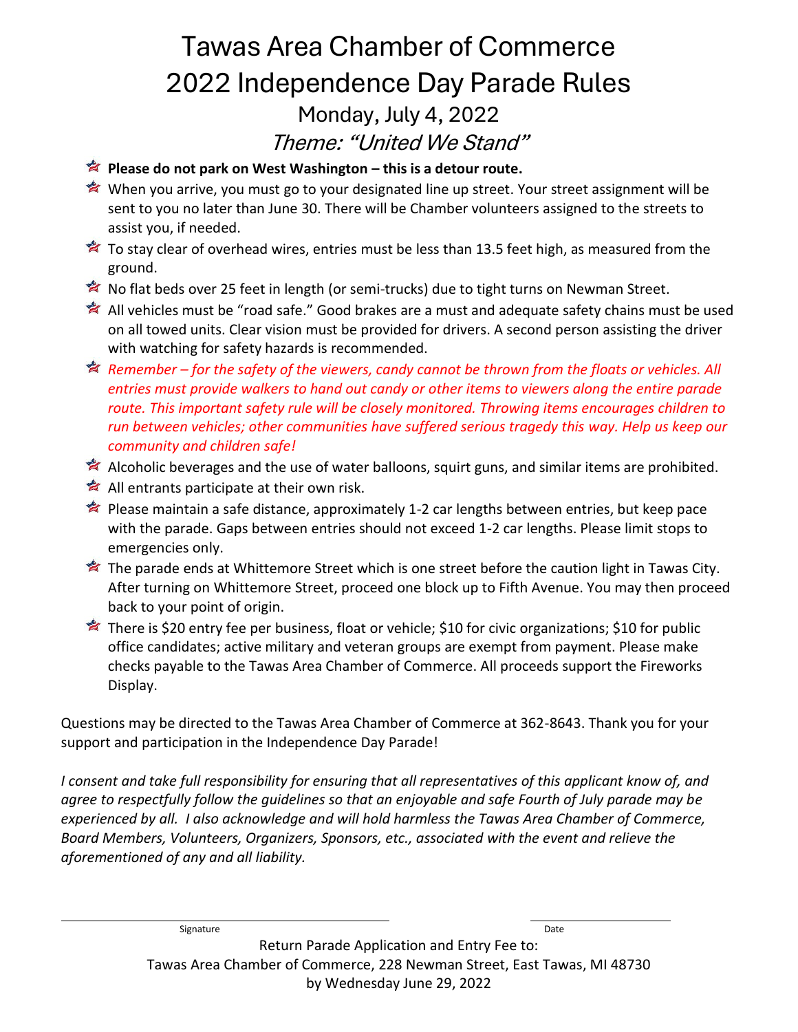# Tawas Area Chamber of Commerce
# 2022 Independence Day Parade Rules

## Monday, July 4, 2022

## *Theme: "United We Stand"*

- **Please do not park on West Washington – this is a detour route.**
- When you arrive, you must go to your designated line up street. Your street assignment will be sent to you no later than June 30. There will be Chamber volunteers assigned to the streets to assist you, if needed.
- To stay clear of overhead wires, entries must be less than 13.5 feet high, as measured from the ground.
- No flat beds over 25 feet in length (or semi-trucks) due to tight turns on Newman Street.
- All vehicles must be "road safe." Good brakes are a must and adequate safety chains must be used on all towed units. Clear vision must be provided for drivers. A second person assisting the driver with watching for safety hazards is recommended.
- *Remember – for the safety of the viewers, candy cannot be thrown from the floats or vehicles. All entries must provide walkers to hand out candy or other items to viewers along the entire parade route. This important safety rule will be closely monitored. Throwing items encourages children to run between vehicles; other communities have suffered serious tragedy this way. Help us keep our community and children safe!*
- Alcoholic beverages and the use of water balloons, squirt guns, and similar items are prohibited.
- All entrants participate at their own risk.
- Please maintain a safe distance, approximately 1-2 car lengths between entries, but keep pace with the parade. Gaps between entries should not exceed 1-2 car lengths. Please limit stops to emergencies only.
- The parade ends at Whittemore Street which is one street before the caution light in Tawas City. After turning on Whittemore Street, proceed one block up to Fifth Avenue. You may then proceed back to your point of origin.
- There is $20 entry fee per business, float or vehicle; $10 for civic organizations; $10 for public office candidates; active military and veteran groups are exempt from payment. Please make checks payable to the Tawas Area Chamber of Commerce. All proceeds support the Fireworks Display.

Questions may be directed to the Tawas Area Chamber of Commerce at 362-8643. Thank you for your support and participation in the Independence Day Parade!

*I consent and take full responsibility for ensuring that all representatives of this applicant know of, and agree to respectfully follow the guidelines so that an enjoyable and safe Fourth of July parade may be experienced by all. I also acknowledge and will hold harmless the Tawas Area Chamber of Commerce, Board Members, Volunteers, Organizers, Sponsors, etc., associated with the event and relieve the aforementioned of any and all liability.*

\_\_\_\_\_\_\_\_\_\_\_\_\_\_\_\_\_\_\_\_\_\_\_\_\_\_\_\_\_\_\_\_\_\_\_\_\_\_\_\_ \_\_\_\_\_\_\_\_\_\_\_\_\_\_\_\_\_\_\_\_

Signature Date

Return Parade Application and Entry Fee to:
Tawas Area Chamber of Commerce, 228 Newman Street, East Tawas, MI 48730
by Wednesday June 29, 2022